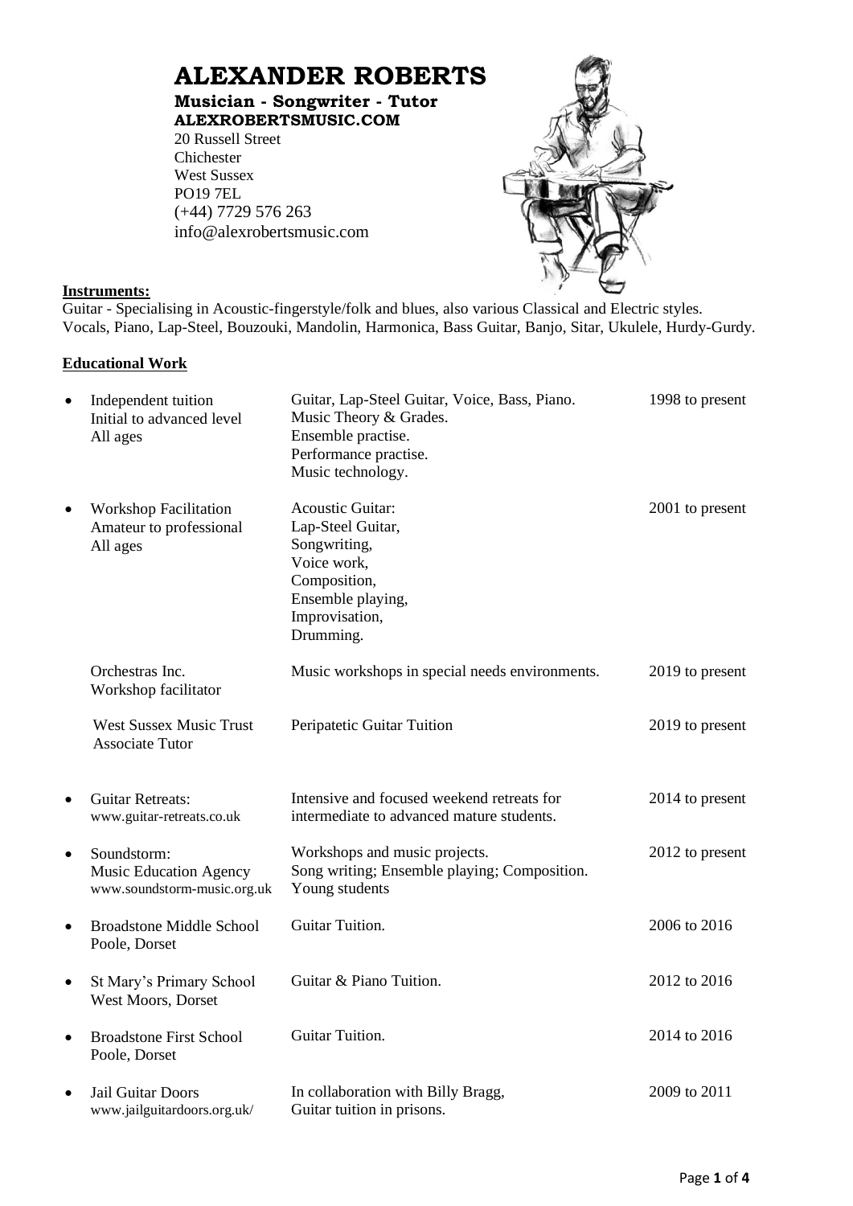# ALEXANDER ROBERTS

**Musician - Songwriter - Tutor**
**ALEXROBERTSMUSIC.COM**

20 Russell Street
Chichester
West Sussex
PO19 7EL
(+44) 7729 576 263
info@alexrobertsmusic.com

**Instruments:**

Guitar - Specialising in Acoustic-fingerstyle/folk and blues, also various Classical and Electric styles.
Vocals, Piano, Lap-Steel, Bouzouki, Mandolin, Harmonica, Bass Guitar, Banjo, Sitar, Ukulele, Hurdy-Gurdy.

**Educational Work**

| | | |
|---|---|---|
| • Independent tuition<br>Initial to advanced level<br>All ages | Guitar, Lap-Steel Guitar, Voice, Bass, Piano.<br>Music Theory & Grades.<br>Ensemble practise.<br>Performance practise.<br>Music technology. | 1998 to present |
| • Workshop Facilitation<br>Amateur to professional<br>All ages | Acoustic Guitar:<br>Lap-Steel Guitar,<br>Songwriting,<br>Voice work,<br>Composition,<br>Ensemble playing,<br>Improvisation,<br>Drumming. | 2001 to present |
| Orchestras Inc.<br>Workshop facilitator | Music workshops in special needs environments. | 2019 to present |
| West Sussex Music Trust<br>Associate Tutor | Peripatetic Guitar Tuition | 2019 to present |
| • Guitar Retreats:<br>www.guitar-retreats.co.uk | Intensive and focused weekend retreats for intermediate to advanced mature students. | 2014 to present |
| • Soundstorm:<br>Music Education Agency<br>www.soundstorm-music.org.uk | Workshops and music projects.<br>Song writing; Ensemble playing; Composition.<br>Young students | 2012 to present |
| • Broadstone Middle School<br>Poole, Dorset | Guitar Tuition. | 2006 to 2016 |
| • St Mary's Primary School<br>West Moors, Dorset | Guitar & Piano Tuition. | 2012 to 2016 |
| • Broadstone First School<br>Poole, Dorset | Guitar Tuition. | 2014 to 2016 |
| • Jail Guitar Doors<br>www.jailguitardoors.org.uk/ | In collaboration with Billy Bragg,<br>Guitar tuition in prisons. | 2009 to 2011 |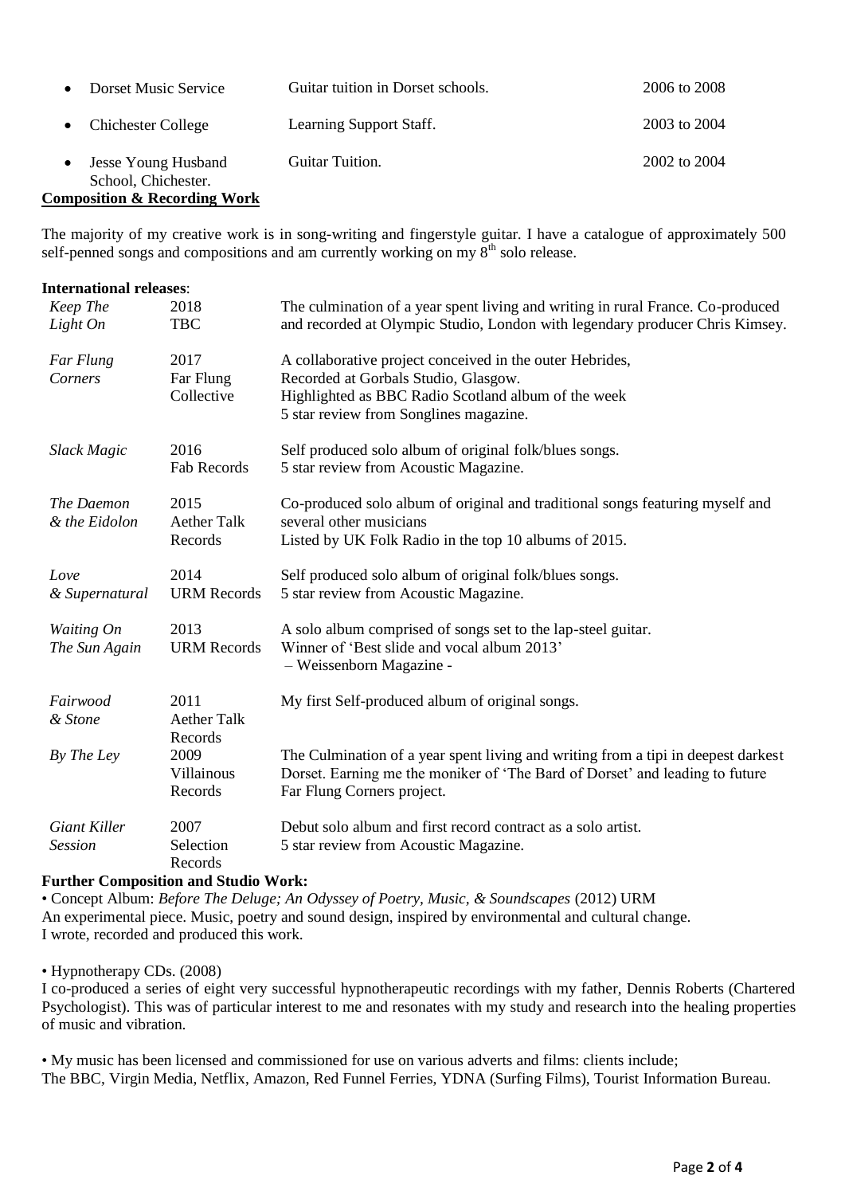| | | |
|---|---|---|
| • Dorset Music Service | Guitar tuition in Dorset schools. | 2006 to 2008 |
| • Chichester College | Learning Support Staff. | 2003 to 2004 |
| • Jesse Young Husband School, Chichester. | Guitar Tuition. | 2002 to 2004 |

## Composition & Recording Work

The majority of my creative work is in song-writing and fingerstyle guitar. I have a catalogue of approximately 500 self-penned songs and compositions and am currently working on my 8th solo release.

**International releases**:

| Title | Year / Label | Description |
|---|---|---|
| *Keep The Light On* | 2018 TBC | The culmination of a year spent living and writing in rural France. Co-produced and recorded at Olympic Studio, London with legendary producer Chris Kimsey. |
| *Far Flung Corners* | 2017 Far Flung Collective | A collaborative project conceived in the outer Hebrides, Recorded at Gorbals Studio, Glasgow. Highlighted as BBC Radio Scotland album of the week 5 star review from Songlines magazine. |
| *Slack Magic* | 2016 Fab Records | Self produced solo album of original folk/blues songs. 5 star review from Acoustic Magazine. |
| *The Daemon & the Eidolon* | 2015 Aether Talk Records | Co-produced solo album of original and traditional songs featuring myself and several other musicians Listed by UK Folk Radio in the top 10 albums of 2015. |
| *Love & Supernatural* | 2014 URM Records | Self produced solo album of original folk/blues songs. 5 star review from Acoustic Magazine. |
| *Waiting On The Sun Again* | 2013 URM Records | A solo album comprised of songs set to the lap-steel guitar. Winner of 'Best slide and vocal album 2013' – Weissenborn Magazine - |
| *Fairwood & Stone* | 2011 Aether Talk Records | My first Self-produced album of original songs. |
| *By The Ley* | 2009 Villainous Records | The Culmination of a year spent living and writing from a tipi in deepest darkest Dorset. Earning me the moniker of 'The Bard of Dorset' and leading to future Far Flung Corners project. |
| *Giant Killer Session* | 2007 Selection Records | Debut solo album and first record contract as a solo artist. 5 star review from Acoustic Magazine. |

**Further Composition and Studio Work:**

• Concept Album: *Before The Deluge; An Odyssey of Poetry, Music, & Soundscapes* (2012) URM
An experimental piece. Music, poetry and sound design, inspired by environmental and cultural change.
I wrote, recorded and produced this work.

• Hypnotherapy CDs. (2008)
I co-produced a series of eight very successful hypnotherapeutic recordings with my father, Dennis Roberts (Chartered Psychologist). This was of particular interest to me and resonates with my study and research into the healing properties of music and vibration.

• My music has been licensed and commissioned for use on various adverts and films: clients include;
The BBC, Virgin Media, Netflix, Amazon, Red Funnel Ferries, YDNA (Surfing Films), Tourist Information Bureau.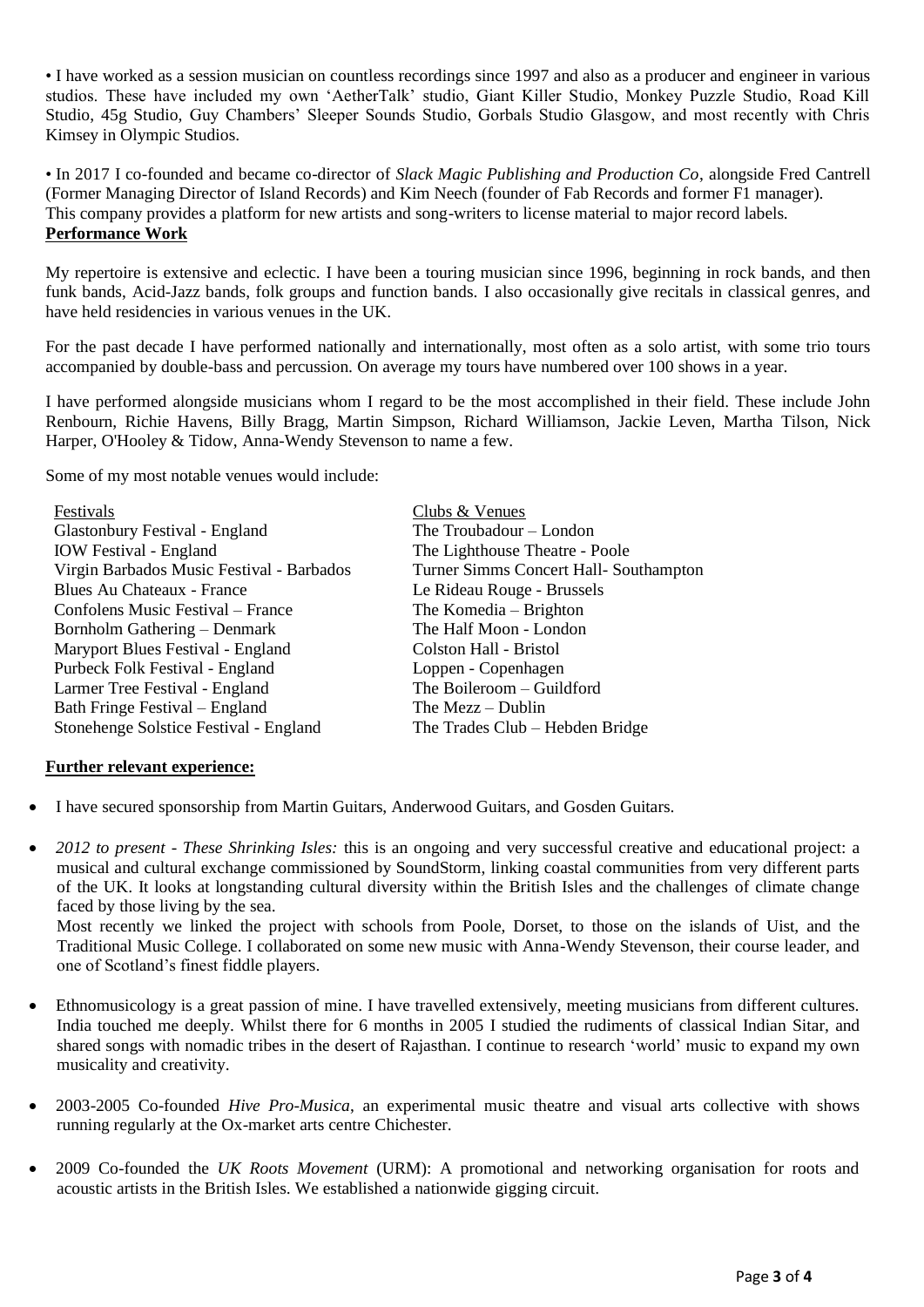• I have worked as a session musician on countless recordings since 1997 and also as a producer and engineer in various studios. These have included my own 'AetherTalk' studio, Giant Killer Studio, Monkey Puzzle Studio, Road Kill Studio, 45g Studio, Guy Chambers' Sleeper Sounds Studio, Gorbals Studio Glasgow, and most recently with Chris Kimsey in Olympic Studios.

• In 2017 I co-founded and became co-director of *Slack Magic Publishing and Production Co*, alongside Fred Cantrell (Former Managing Director of Island Records) and Kim Neech (founder of Fab Records and former F1 manager). This company provides a platform for new artists and song-writers to license material to major record labels.

**Performance Work**

My repertoire is extensive and eclectic. I have been a touring musician since 1996, beginning in rock bands, and then funk bands, Acid-Jazz bands, folk groups and function bands. I also occasionally give recitals in classical genres, and have held residencies in various venues in the UK.

For the past decade I have performed nationally and internationally, most often as a solo artist, with some trio tours accompanied by double-bass and percussion. On average my tours have numbered over 100 shows in a year.

I have performed alongside musicians whom I regard to be the most accomplished in their field. These include John Renbourn, Richie Havens, Billy Bragg, Martin Simpson, Richard Williamson, Jackie Leven, Martha Tilson, Nick Harper, O'Hooley & Tidow, Anna-Wendy Stevenson to name a few.

Some of my most notable venues would include:

| Festivals | Clubs & Venues |
|---|---|
| Glastonbury Festival - England | The Troubadour – London |
| IOW Festival - England | The Lighthouse Theatre - Poole |
| Virgin Barbados Music Festival - Barbados | Turner Simms Concert Hall- Southampton |
| Blues Au Chateaux - France | Le Rideau Rouge - Brussels |
| Confolens Music Festival – France | The Komedia – Brighton |
| Bornholm Gathering – Denmark | The Half Moon - London |
| Maryport Blues Festival - England | Colston Hall - Bristol |
| Purbeck Folk Festival - England | Loppen - Copenhagen |
| Larmer Tree Festival - England | The Boileroom – Guildford |
| Bath Fringe Festival – England | The Mezz – Dublin |
| Stonehenge Solstice Festival - England | The Trades Club – Hebden Bridge |

**Further relevant experience:**

- I have secured sponsorship from Martin Guitars, Anderwood Guitars, and Gosden Guitars.

- *2012 to present - These Shrinking Isles:* this is an ongoing and very successful creative and educational project: a musical and cultural exchange commissioned by SoundStorm, linking coastal communities from very different parts of the UK. It looks at longstanding cultural diversity within the British Isles and the challenges of climate change faced by those living by the sea.
  Most recently we linked the project with schools from Poole, Dorset, to those on the islands of Uist, and the Traditional Music College. I collaborated on some new music with Anna-Wendy Stevenson, their course leader, and one of Scotland's finest fiddle players.

- Ethnomusicology is a great passion of mine. I have travelled extensively, meeting musicians from different cultures. India touched me deeply. Whilst there for 6 months in 2005 I studied the rudiments of classical Indian Sitar, and shared songs with nomadic tribes in the desert of Rajasthan. I continue to research 'world' music to expand my own musicality and creativity.

- 2003-2005 Co-founded *Hive Pro-Musica*, an experimental music theatre and visual arts collective with shows running regularly at the Ox-market arts centre Chichester.

- 2009 Co-founded the *UK Roots Movement* (URM): A promotional and networking organisation for roots and acoustic artists in the British Isles. We established a nationwide gigging circuit.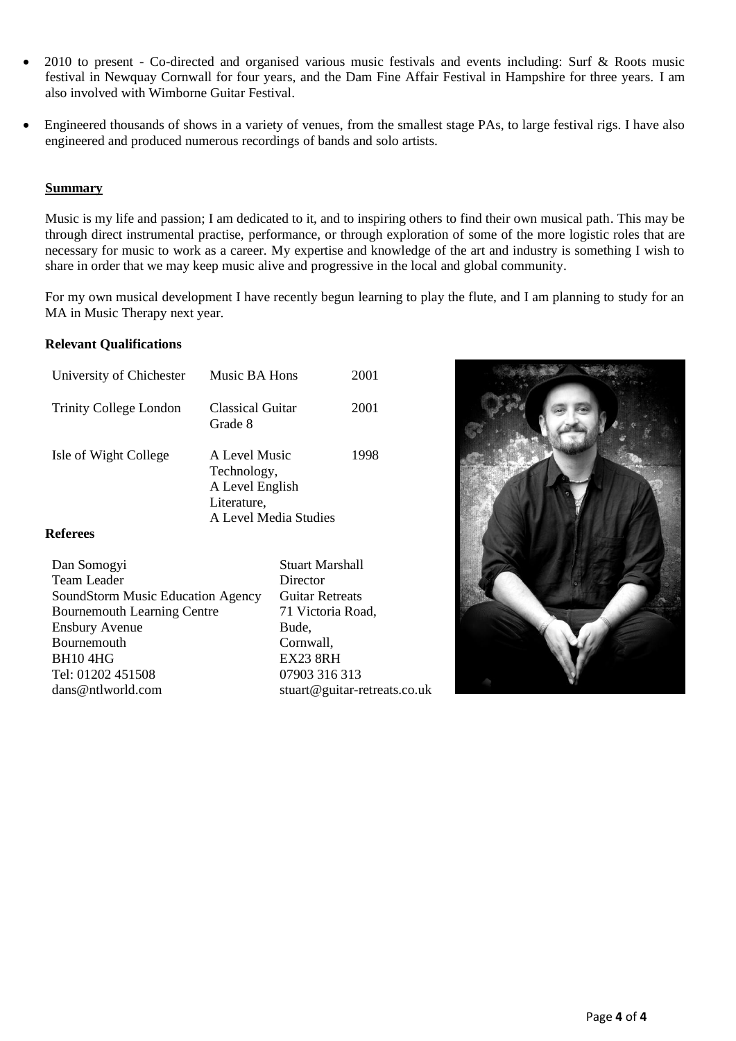- 2010 to present - Co-directed and organised various music festivals and events including: Surf & Roots music festival in Newquay Cornwall for four years, and the Dam Fine Affair Festival in Hampshire for three years. I am also involved with Wimborne Guitar Festival.

- Engineered thousands of shows in a variety of venues, from the smallest stage PAs, to large festival rigs. I have also engineered and produced numerous recordings of bands and solo artists.

**Summary**

Music is my life and passion; I am dedicated to it, and to inspiring others to find their own musical path. This may be through direct instrumental practise, performance, or through exploration of some of the more logistic roles that are necessary for music to work as a career. My expertise and knowledge of the art and industry is something I wish to share in order that we may keep music alive and progressive in the local and global community.

For my own musical development I have recently begun learning to play the flute, and I am planning to study for an MA in Music Therapy next year.

**Relevant Qualifications**

| | | |
|---|---|---|
| University of Chichester | Music BA Hons | 2001 |
| Trinity College London | Classical Guitar Grade 8 | 2001 |
| Isle of Wight College | A Level Music Technology, A Level English Literature, A Level Media Studies | 1998 |

**Referees**

Dan Somogyi
Team Leader
SoundStorm Music Education Agency
Bournemouth Learning Centre
Ensbury Avenue
Bournemouth
BH10 4HG
Tel: 01202 451508
dans@ntlworld.com

Stuart Marshall
Director
Guitar Retreats
71 Victoria Road,
Bude,
Cornwall,
EX23 8RH
07903 316 313
stuart@guitar-retreats.co.uk